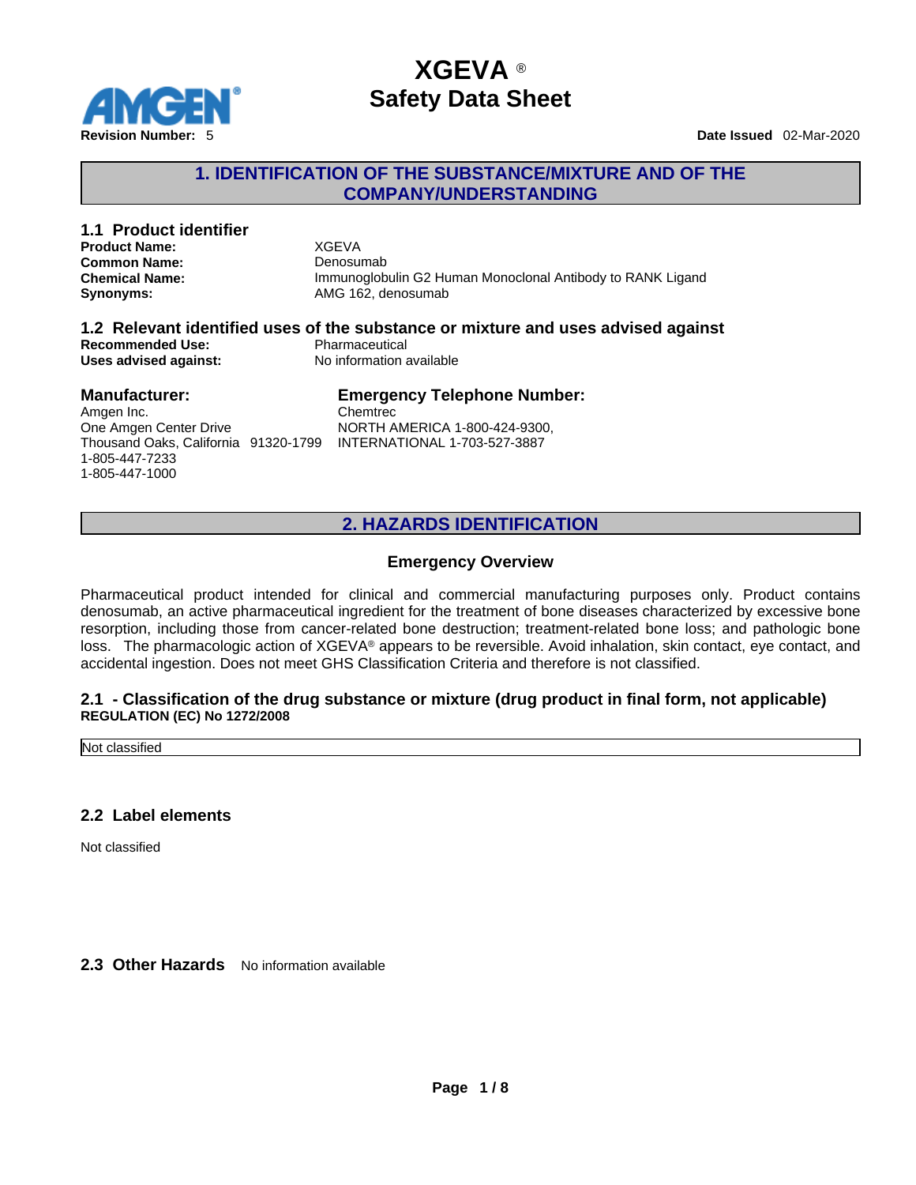# XGEVA ®
# Safety Data Sheet

**Revision Number:** 5

**Date Issued** 02-Mar-2020

## 1. IDENTIFICATION OF THE SUBSTANCE/MIXTURE AND OF THE COMPANY/UNDERSTANDING

### 1.1 Product identifier

| | |
|---|---|
| **Product Name:** | XGEVA |
| **Common Name:** | Denosumab |
| **Chemical Name:** | Immunoglobulin G2 Human Monoclonal Antibody to RANK Ligand |
| **Synonyms:** | AMG 162, denosumab |

### 1.2 Relevant identified uses of the substance or mixture and uses advised against

| | |
|---|---|
| **Recommended Use:** | Pharmaceutical |
| **Uses advised against:** | No information available |

### Manufacturer:

Amgen Inc.
One Amgen Center Drive
Thousand Oaks, California 91320-1799
1-805-447-7233
1-805-447-1000

### Emergency Telephone Number:

Chemtrec
NORTH AMERICA 1-800-424-9300,
INTERNATIONAL 1-703-527-3887

## 2. HAZARDS IDENTIFICATION

### Emergency Overview

Pharmaceutical product intended for clinical and commercial manufacturing purposes only. Product contains denosumab, an active pharmaceutical ingredient for the treatment of bone diseases characterized by excessive bone resorption, including those from cancer-related bone destruction; treatment-related bone loss; and pathologic bone loss. The pharmacologic action of XGEVA® appears to be reversible. Avoid inhalation, skin contact, eye contact, and accidental ingestion. Does not meet GHS Classification Criteria and therefore is not classified.

### 2.1 - Classification of the drug substance or mixture (drug product in final form, not applicable)

**REGULATION (EC) No 1272/2008**

Not classified

### 2.2 Label elements

Not classified

### 2.3 Other Hazards

No information available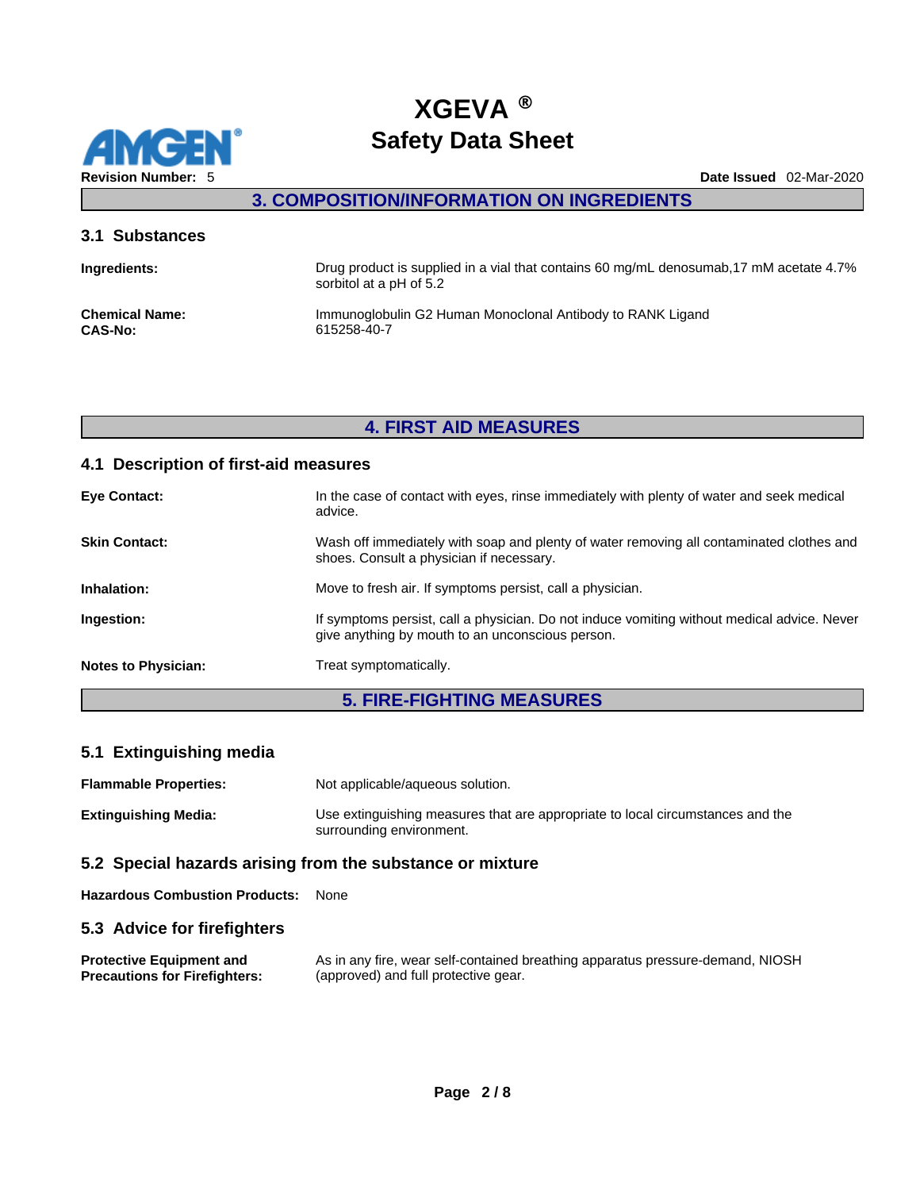## 3. COMPOSITION/INFORMATION ON INGREDIENTS

### 3.1 Substances

**Ingredients:** Drug product is supplied in a vial that contains 60 mg/mL denosumab,17 mM acetate 4.7% sorbitol at a pH of 5.2

**Chemical Name:** Immunoglobulin G2 Human Monoclonal Antibody to RANK Ligand
**CAS-No:** 615258-40-7

## 4. FIRST AID MEASURES

### 4.1 Description of first-aid measures

**Eye Contact:** In the case of contact with eyes, rinse immediately with plenty of water and seek medical advice.

**Skin Contact:** Wash off immediately with soap and plenty of water removing all contaminated clothes and shoes. Consult a physician if necessary.

**Inhalation:** Move to fresh air. If symptoms persist, call a physician.

**Ingestion:** If symptoms persist, call a physician. Do not induce vomiting without medical advice. Never give anything by mouth to an unconscious person.

**Notes to Physician:** Treat symptomatically.

## 5. FIRE-FIGHTING MEASURES

### 5.1 Extinguishing media

**Flammable Properties:** Not applicable/aqueous solution.

**Extinguishing Media:** Use extinguishing measures that are appropriate to local circumstances and the surrounding environment.

### 5.2 Special hazards arising from the substance or mixture

**Hazardous Combustion Products:** None

### 5.3 Advice for firefighters

**Protective Equipment and Precautions for Firefighters:** As in any fire, wear self-contained breathing apparatus pressure-demand, NIOSH (approved) and full protective gear.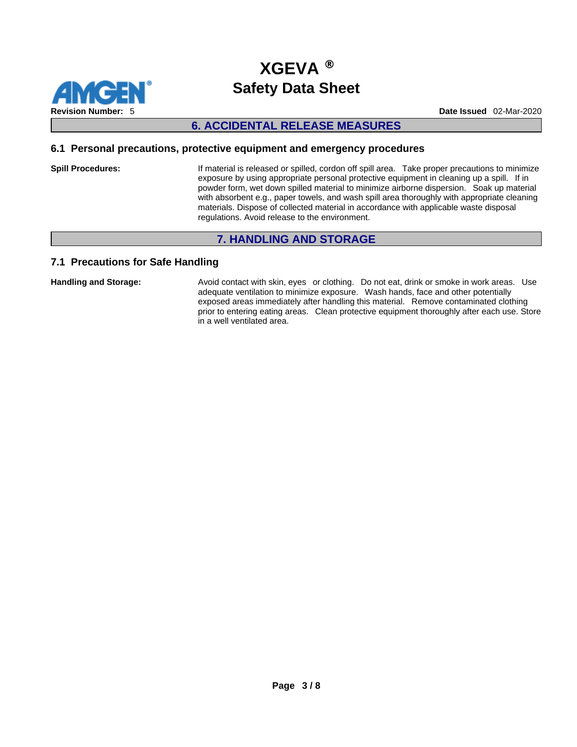## 6. ACCIDENTAL RELEASE MEASURES

### 6.1 Personal precautions, protective equipment and emergency procedures

**Spill Procedures:** If material is released or spilled, cordon off spill area. Take proper precautions to minimize exposure by using appropriate personal protective equipment in cleaning up a spill. If in powder form, wet down spilled material to minimize airborne dispersion. Soak up material with absorbent e.g., paper towels, and wash spill area thoroughly with appropriate cleaning materials. Dispose of collected material in accordance with applicable waste disposal regulations. Avoid release to the environment.

## 7. HANDLING AND STORAGE

### 7.1 Precautions for Safe Handling

**Handling and Storage:** Avoid contact with skin, eyes or clothing. Do not eat, drink or smoke in work areas. Use adequate ventilation to minimize exposure. Wash hands, face and other potentially exposed areas immediately after handling this material. Remove contaminated clothing prior to entering eating areas. Clean protective equipment thoroughly after each use. Store in a well ventilated area.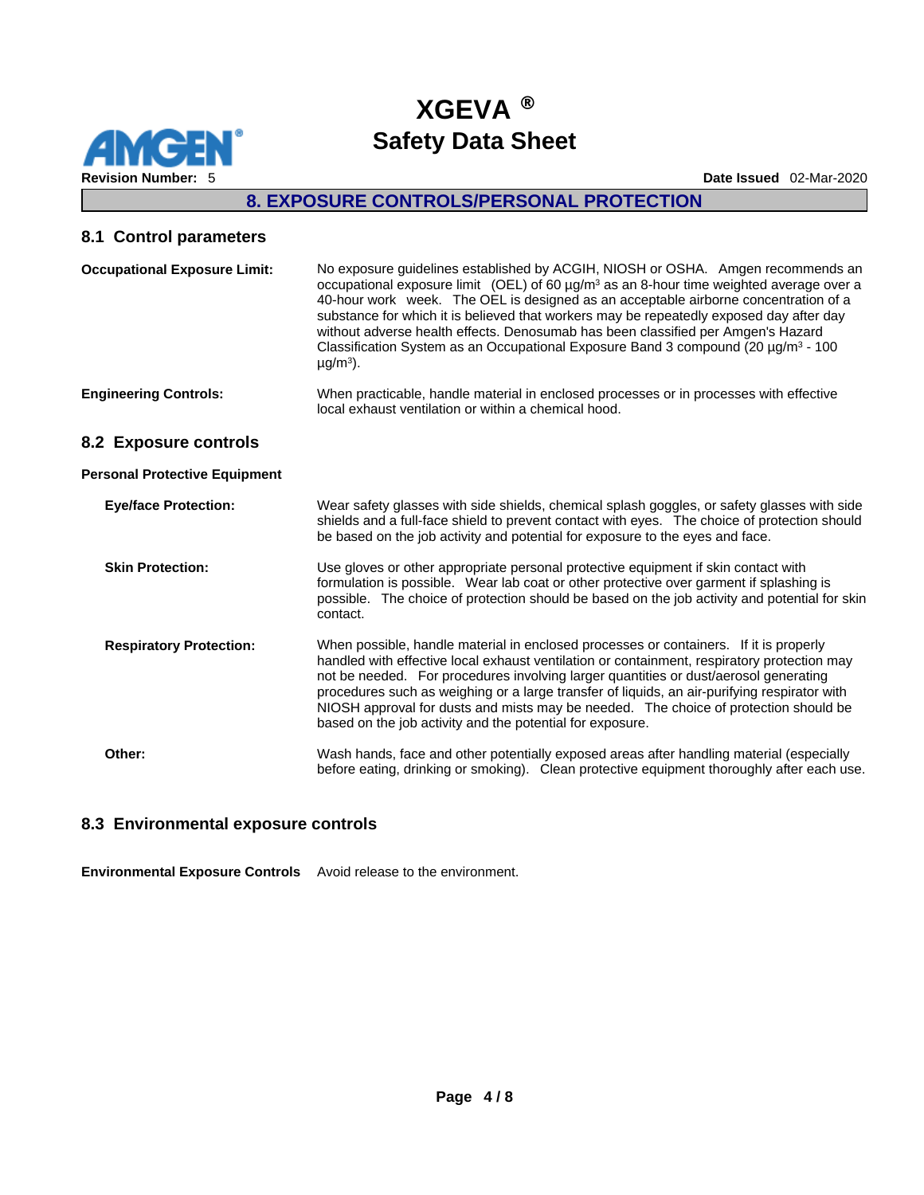## 8. EXPOSURE CONTROLS/PERSONAL PROTECTION

### 8.1 Control parameters

**Occupational Exposure Limit:** No exposure guidelines established by ACGIH, NIOSH or OSHA. Amgen recommends an occupational exposure limit (OEL) of 60 µg/m³ as an 8-hour time weighted average over a 40-hour work week. The OEL is designed as an acceptable airborne concentration of a substance for which it is believed that workers may be repeatedly exposed day after day without adverse health effects. Denosumab has been classified per Amgen's Hazard Classification System as an Occupational Exposure Band 3 compound (20 µg/m³ - 100 µg/m³).

**Engineering Controls:** When practicable, handle material in enclosed processes or in processes with effective local exhaust ventilation or within a chemical hood.

### 8.2 Exposure controls

**Personal Protective Equipment**

**Eye/face Protection:** Wear safety glasses with side shields, chemical splash goggles, or safety glasses with side shields and a full-face shield to prevent contact with eyes. The choice of protection should be based on the job activity and potential for exposure to the eyes and face.

**Skin Protection:** Use gloves or other appropriate personal protective equipment if skin contact with formulation is possible. Wear lab coat or other protective over garment if splashing is possible. The choice of protection should be based on the job activity and potential for skin contact.

**Respiratory Protection:** When possible, handle material in enclosed processes or containers. If it is properly handled with effective local exhaust ventilation or containment, respiratory protection may not be needed. For procedures involving larger quantities or dust/aerosol generating procedures such as weighing or a large transfer of liquids, an air-purifying respirator with NIOSH approval for dusts and mists may be needed. The choice of protection should be based on the job activity and the potential for exposure.

**Other:** Wash hands, face and other potentially exposed areas after handling material (especially before eating, drinking or smoking). Clean protective equipment thoroughly after each use.

### 8.3 Environmental exposure controls

**Environmental Exposure Controls** Avoid release to the environment.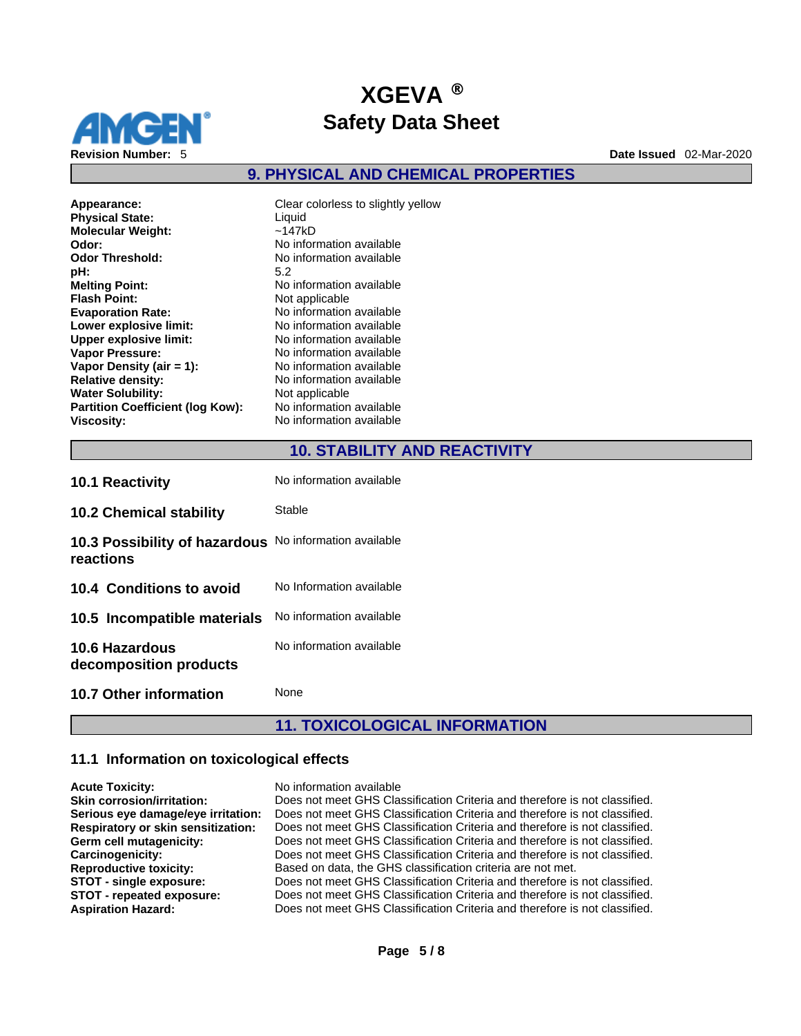## 9. PHYSICAL AND CHEMICAL PROPERTIES

| | |
|---|---|
| **Appearance:** | Clear colorless to slightly yellow |
| **Physical State:** | Liquid |
| **Molecular Weight:** | ~147kD |
| **Odor:** | No information available |
| **Odor Threshold:** | No information available |
| **pH:** | 5.2 |
| **Melting Point:** | No information available |
| **Flash Point:** | Not applicable |
| **Evaporation Rate:** | No information available |
| **Lower explosive limit:** | No information available |
| **Upper explosive limit:** | No information available |
| **Vapor Pressure:** | No information available |
| **Vapor Density (air = 1):** | No information available |
| **Relative density:** | No information available |
| **Water Solubility:** | Not applicable |
| **Partition Coefficient (log Kow):** | No information available |
| **Viscosity:** | No information available |

## 10. STABILITY AND REACTIVITY

| | |
|---|---|
| **10.1 Reactivity** | No information available |
| **10.2 Chemical stability** | Stable |
| **10.3 Possibility of hazardous reactions** | No information available |
| **10.4 Conditions to avoid** | No Information available |
| **10.5 Incompatible materials** | No information available |
| **10.6 Hazardous decomposition products** | No information available |
| **10.7 Other information** | None |

## 11. TOXICOLOGICAL INFORMATION

### 11.1 Information on toxicological effects

| | |
|---|---|
| **Acute Toxicity:** | No information available |
| **Skin corrosion/irritation:** | Does not meet GHS Classification Criteria and therefore is not classified. |
| **Serious eye damage/eye irritation:** | Does not meet GHS Classification Criteria and therefore is not classified. |
| **Respiratory or skin sensitization:** | Does not meet GHS Classification Criteria and therefore is not classified. |
| **Germ cell mutagenicity:** | Does not meet GHS Classification Criteria and therefore is not classified. |
| **Carcinogenicity:** | Does not meet GHS Classification Criteria and therefore is not classified. |
| **Reproductive toxicity:** | Based on data, the GHS classification criteria are not met. |
| **STOT - single exposure:** | Does not meet GHS Classification Criteria and therefore is not classified. |
| **STOT - repeated exposure:** | Does not meet GHS Classification Criteria and therefore is not classified. |
| **Aspiration Hazard:** | Does not meet GHS Classification Criteria and therefore is not classified. |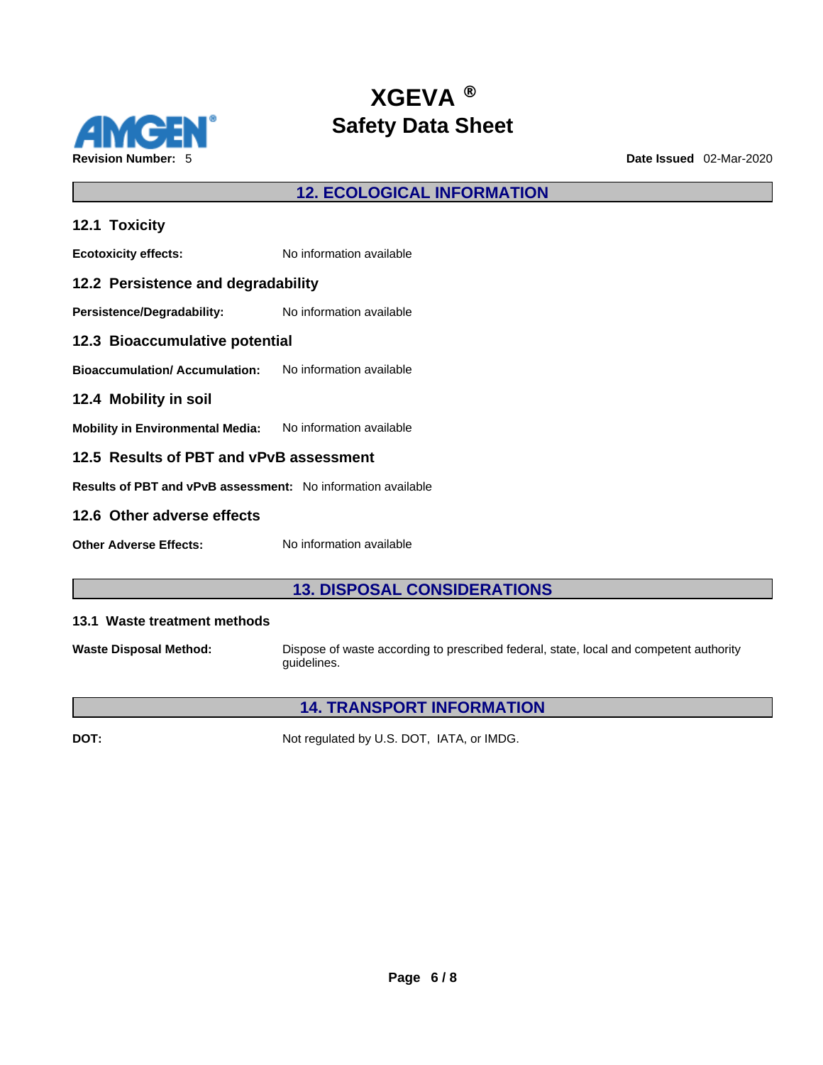## 12. ECOLOGICAL INFORMATION

### 12.1 Toxicity

**Ecotoxicity effects:** No information available

### 12.2 Persistence and degradability

**Persistence/Degradability:** No information available

### 12.3 Bioaccumulative potential

**Bioaccumulation/ Accumulation:** No information available

### 12.4 Mobility in soil

**Mobility in Environmental Media:** No information available

### 12.5 Results of PBT and vPvB assessment

**Results of PBT and vPvB assessment:** No information available

### 12.6 Other adverse effects

**Other Adverse Effects:** No information available

## 13. DISPOSAL CONSIDERATIONS

### 13.1 Waste treatment methods

**Waste Disposal Method:** Dispose of waste according to prescribed federal, state, local and competent authority guidelines.

## 14. TRANSPORT INFORMATION

**DOT:** Not regulated by U.S. DOT, IATA, or IMDG.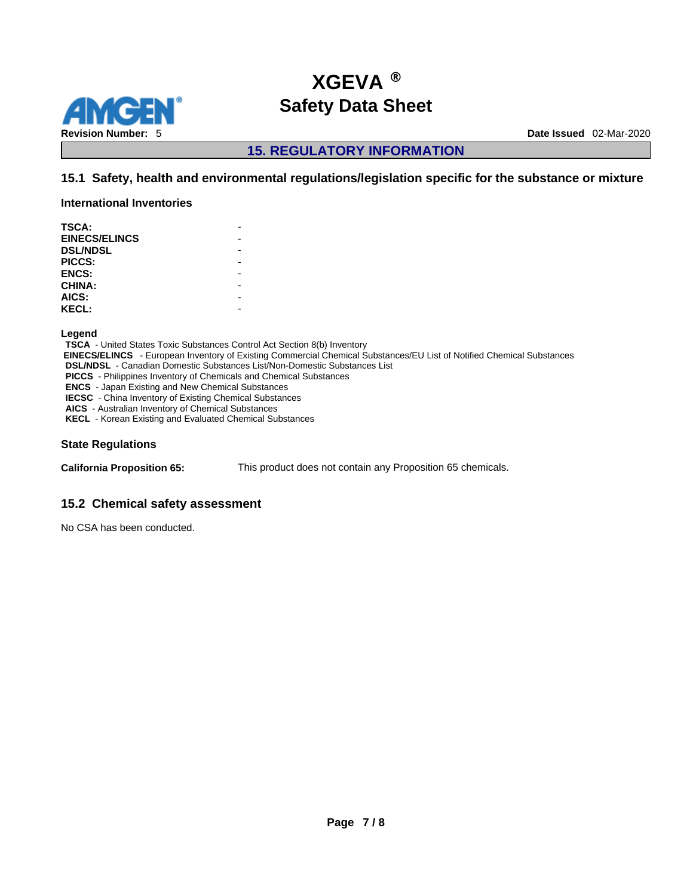## 15. REGULATORY INFORMATION

### 15.1 Safety, health and environmental regulations/legislation specific for the substance or mixture

#### International Inventories

| | |
|---|---|
| **TSCA:** | - |
| **EINECS/ELINCS** | - |
| **DSL/NDSL** | - |
| **PICCS:** | - |
| **ENCS:** | - |
| **CHINA:** | - |
| **AICS:** | - |
| **KECL:** | - |

**Legend**

**TSCA** - United States Toxic Substances Control Act Section 8(b) Inventory
**EINECS/ELINCS** - European Inventory of Existing Commercial Chemical Substances/EU List of Notified Chemical Substances
**DSL/NDSL** - Canadian Domestic Substances List/Non-Domestic Substances List
**PICCS** - Philippines Inventory of Chemicals and Chemical Substances
**ENCS** - Japan Existing and New Chemical Substances
**IECSC** - China Inventory of Existing Chemical Substances
**AICS** - Australian Inventory of Chemical Substances
**KECL** - Korean Existing and Evaluated Chemical Substances

#### State Regulations

**California Proposition 65:** This product does not contain any Proposition 65 chemicals.

### 15.2 Chemical safety assessment

No CSA has been conducted.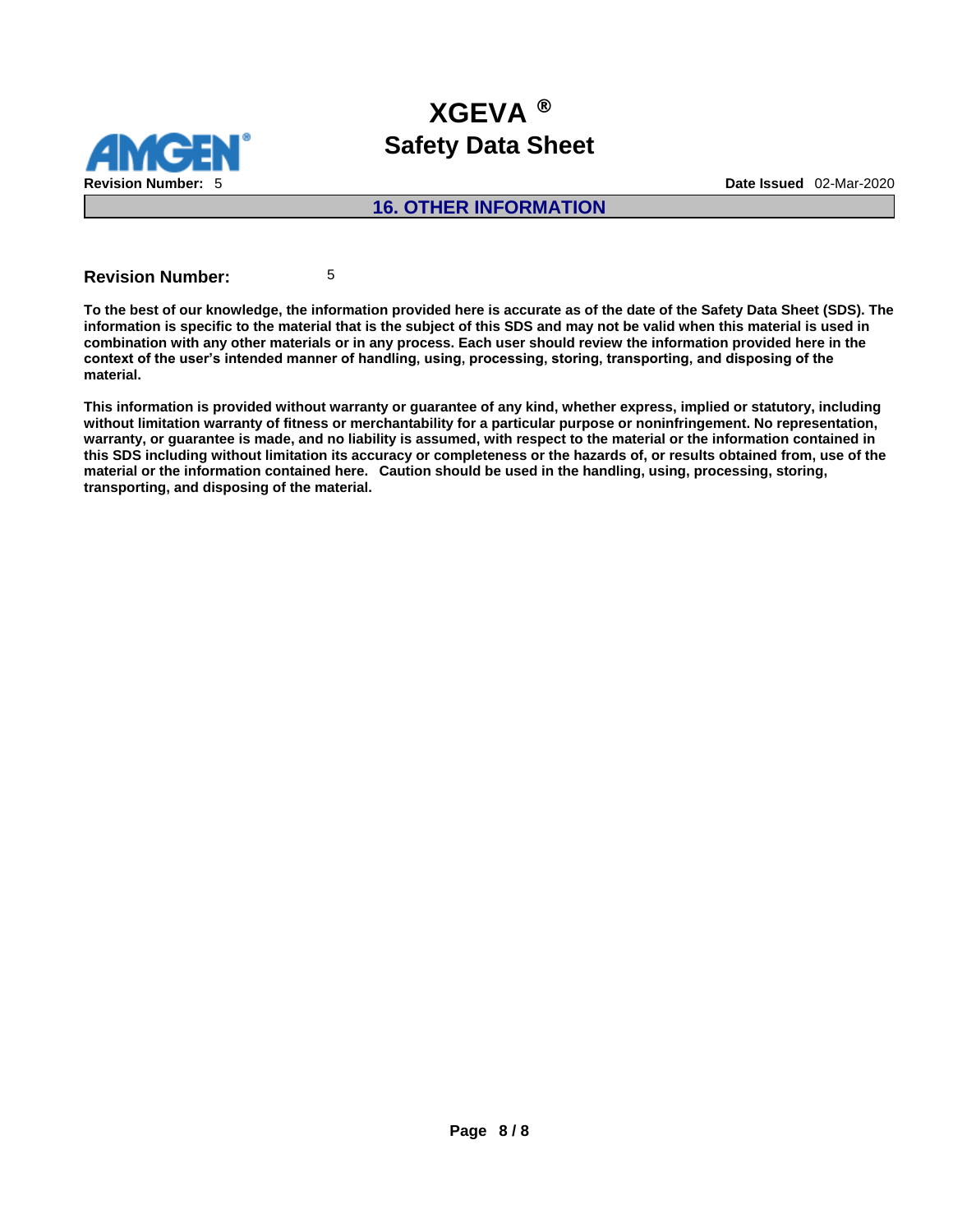## 16. OTHER INFORMATION

**Revision Number:** 5

**To the best of our knowledge, the information provided here is accurate as of the date of the Safety Data Sheet (SDS). The information is specific to the material that is the subject of this SDS and may not be valid when this material is used in combination with any other materials or in any process. Each user should review the information provided here in the context of the user's intended manner of handling, using, processing, storing, transporting, and disposing of the material.**

**This information is provided without warranty or guarantee of any kind, whether express, implied or statutory, including without limitation warranty of fitness or merchantability for a particular purpose or noninfringement. No representation, warranty, or guarantee is made, and no liability is assumed, with respect to the material or the information contained in this SDS including without limitation its accuracy or completeness or the hazards of, or results obtained from, use of the material or the information contained here. Caution should be used in the handling, using, processing, storing, transporting, and disposing of the material.**